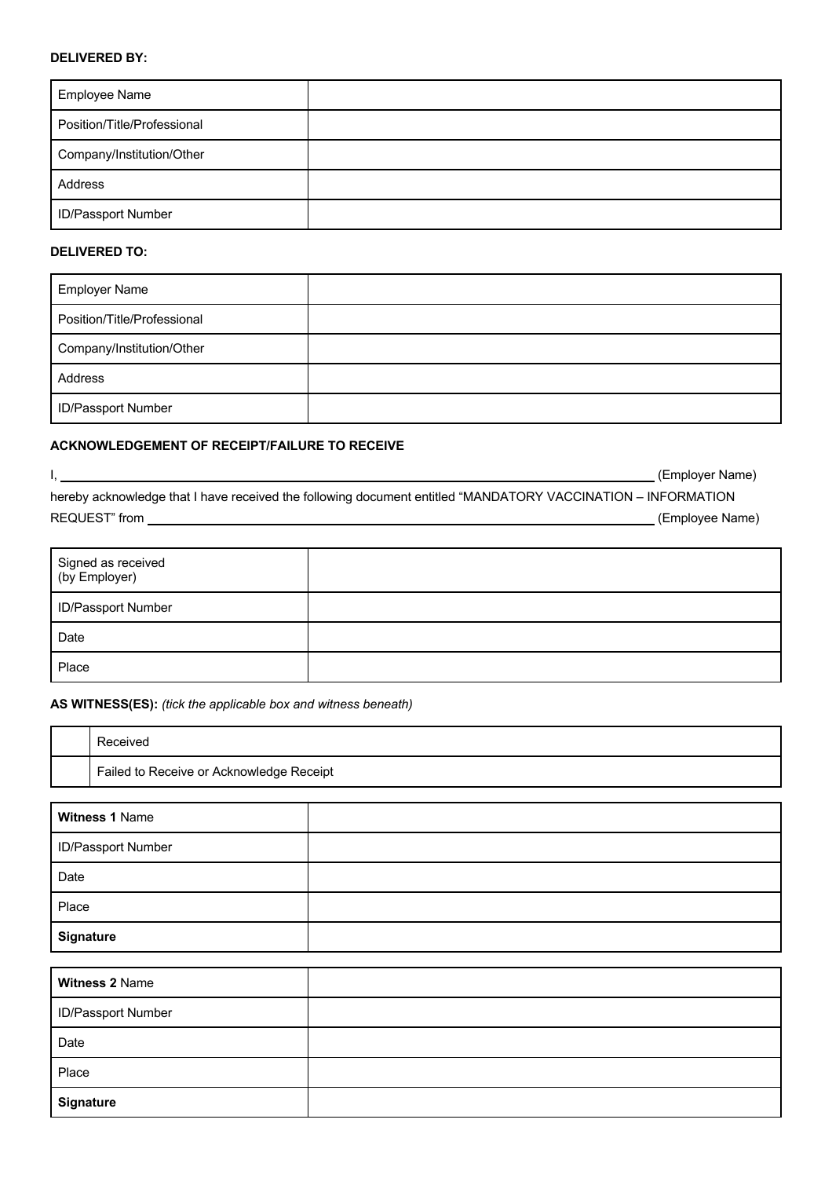**DELIVERED BY:**

| Employee Name | |
|---|---|
| Position/Title/Professional | |
| Company/Institution/Other | |
| Address | |
| ID/Passport Number | |

**DELIVERED TO:**

| Employer Name | |
|---|---|
| Position/Title/Professional | |
| Company/Institution/Other | |
| Address | |
| ID/Passport Number | |

**ACKNOWLEDGEMENT OF RECEIPT/FAILURE TO RECEIVE**

I, ______________________________________________________________ (Employer Name) hereby acknowledge that I have received the following document entitled "MANDATORY VACCINATION – INFORMATION REQUEST" from ______________________________________________________________ (Employee Name)

| Signed as received (by Employer) | |
|---|---|
| ID/Passport Number | |
| Date | |
| Place | |

**AS WITNESS(ES):** *(tick the applicable box and witness beneath)*

| | Received |
|---|---|
| | Failed to Receive or Acknowledge Receipt |

| **Witness 1** Name | |
|---|---|
| ID/Passport Number | |
| Date | |
| Place | |
| **Signature** | |

| **Witness 2** Name | |
|---|---|
| ID/Passport Number | |
| Date | |
| Place | |
| **Signature** | |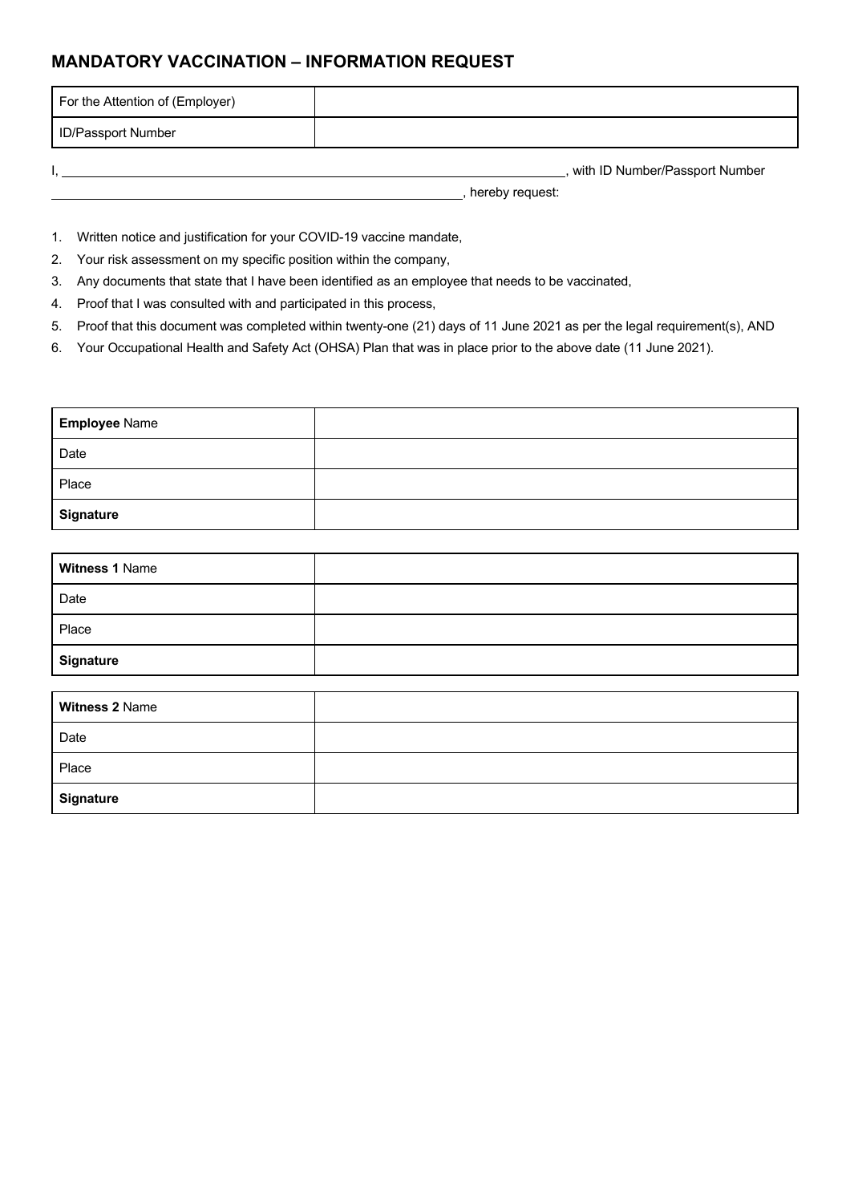## MANDATORY VACCINATION – INFORMATION REQUEST

| | |
|---|---|
| For the Attention of (Employer) | |
| ID/Passport Number | |

I, \_\_\_\_\_\_\_\_\_\_\_\_\_\_\_\_\_\_\_\_\_\_\_\_\_\_\_\_\_\_\_\_\_\_\_\_\_\_\_\_\_\_\_\_\_\_\_\_\_\_\_\_, with ID Number/Passport Number \_\_\_\_\_\_\_\_\_\_\_\_\_\_\_\_\_\_\_\_\_\_\_\_\_\_\_\_\_\_\_\_\_\_\_\_\_\_\_\_\_\_, hereby request:

1. Written notice and justification for your COVID-19 vaccine mandate,
2. Your risk assessment on my specific position within the company,
3. Any documents that state that I have been identified as an employee that needs to be vaccinated,
4. Proof that I was consulted with and participated in this process,
5. Proof that this document was completed within twenty-one (21) days of 11 June 2021 as per the legal requirement(s), AND
6. Your Occupational Health and Safety Act (OHSA) Plan that was in place prior to the above date (11 June 2021).

| | |
|---|---|
| **Employee** Name | |
| Date | |
| Place | |
| **Signature** | |

| | |
|---|---|
| **Witness 1** Name | |
| Date | |
| Place | |
| **Signature** | |

| | |
|---|---|
| **Witness 2** Name | |
| Date | |
| Place | |
| **Signature** | |